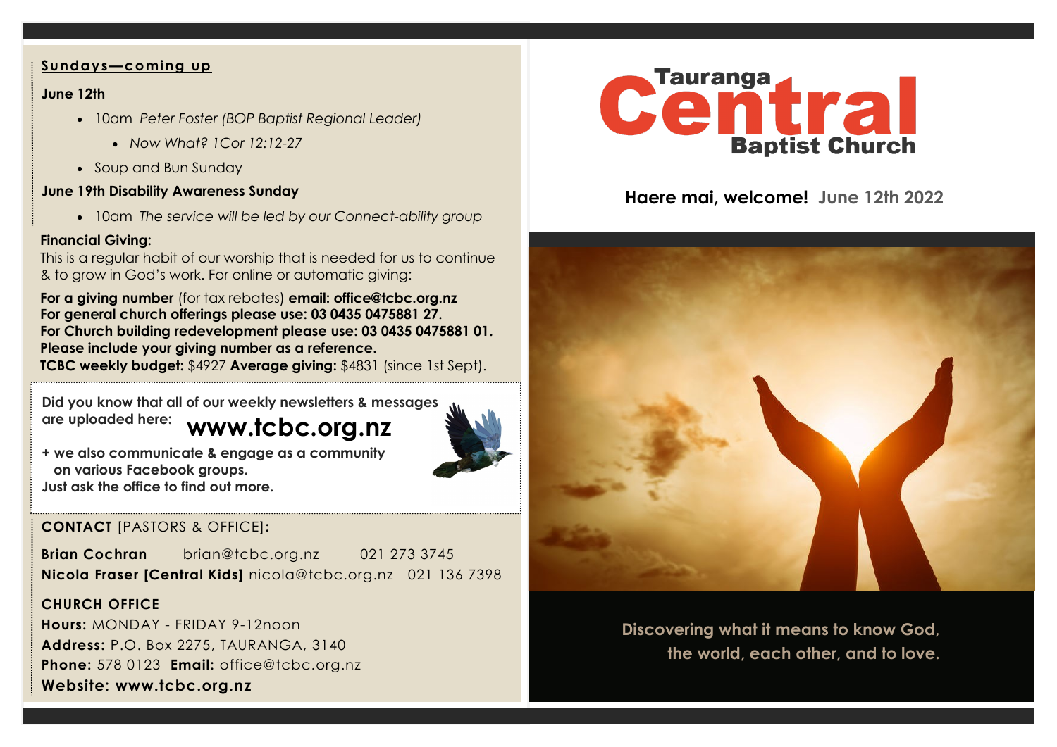## Sundays—coming up

**June 12th**

- 10am *Peter Foster (BOP Baptist Regional Leader)*
  - *Now What? 1Cor 12:12-27*
- Soup and Bun Sunday

**June 19th Disability Awareness Sunday**

- 10am *The service will be led by our Connect-ability group*

**Financial Giving:**
This is a regular habit of our worship that is needed for us to continue & to grow in God's work. For online or automatic giving:

**For a giving number** (for tax rebates) **email: office@tcbc.org.nz**
**For general church offerings please use: 03 0435 0475881 27.**
**For Church building redevelopment please use: 03 0435 0475881 01.**
**Please include your giving number as a reference.**
**TCBC weekly budget:** $4927 **Average giving:** $4831 (since 1st Sept).

**Did you know that all of our weekly newsletters & messages are uploaded here: www.tcbc.org.nz**

**+ we also communicate & engage as a community on various Facebook groups.**
**Just ask the office to find out more.**

**CONTACT** [PASTORS & OFFICE]:

**Brian Cochran** brian@tcbc.org.nz 021 273 3745
**Nicola Fraser [Central Kids]** nicola@tcbc.org.nz 021 136 7398

**CHURCH OFFICE**
**Hours:** MONDAY - FRIDAY 9-12noon
**Address:** P.O. Box 2275, TAURANGA, 3140
**Phone:** 578 0123 **Email:** office@tcbc.org.nz
**Website: www.tcbc.org.nz**

# Tauranga Central Baptist Church

**Haere mai, welcome! June 12th 2022**

**Discovering what it means to know God, the world, each other, and to love.**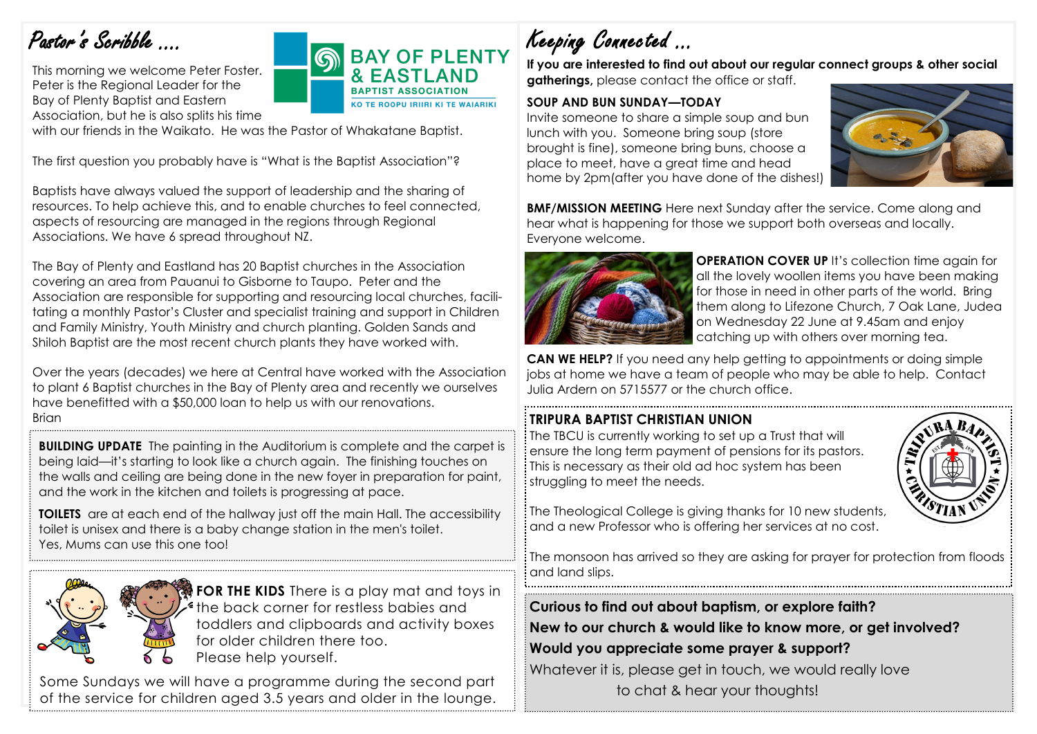# Pastor's Scribble ....

This morning we welcome Peter Foster. Peter is the Regional Leader for the Bay of Plenty Baptist and Eastern Association, but he is also splits his time with our friends in the Waikato. He was the Pastor of Whakatane Baptist.

BAY OF PLENTY & EASTLAND BAPTIST ASSOCIATION
KO TE ROOPU IRIIRI KI TE WAIARIKI

The first question you probably have is "What is the Baptist Association"?

Baptists have always valued the support of leadership and the sharing of resources. To help achieve this, and to enable churches to feel connected, aspects of resourcing are managed in the regions through Regional Associations. We have 6 spread throughout NZ.

The Bay of Plenty and Eastland has 20 Baptist churches in the Association covering an area from Pauanui to Gisborne to Taupo. Peter and the Association are responsible for supporting and resourcing local churches, facilitating a monthly Pastor's Cluster and specialist training and support in Children and Family Ministry, Youth Ministry and church planting. Golden Sands and Shiloh Baptist are the most recent church plants they have worked with.

Over the years (decades) we here at Central have worked with the Association to plant 6 Baptist churches in the Bay of Plenty area and recently we ourselves have benefitted with a $50,000 loan to help us with our renovations.
Brian

**BUILDING UPDATE** The painting in the Auditorium is complete and the carpet is being laid—it's starting to look like a church again. The finishing touches on the walls and ceiling are being done in the new foyer in preparation for paint, and the work in the kitchen and toilets is progressing at pace.

**TOILETS** are at each end of the hallway just off the main Hall. The accessibility toilet is unisex and there is a baby change station in the men's toilet. Yes, Mums can use this one too!

**FOR THE KIDS** There is a play mat and toys in the back corner for restless babies and toddlers and clipboards and activity boxes for older children there too. Please help yourself.

Some Sundays we will have a programme during the second part of the service for children aged 3.5 years and older in the lounge.

# Keeping Connected ...

**If you are interested to find out about our regular connect groups & other social gatherings,** please contact the office or staff.

**SOUP AND BUN SUNDAY—TODAY**
Invite someone to share a simple soup and bun lunch with you. Someone bring soup (store brought is fine), someone bring buns, choose a place to meet, have a great time and head home by 2pm(after you have done of the dishes!)

**BMF/MISSION MEETING** Here next Sunday after the service. Come along and hear what is happening for those we support both overseas and locally. Everyone welcome.

**OPERATION COVER UP** It's collection time again for all the lovely woollen items you have been making for those in need in other parts of the world. Bring them along to Lifezone Church, 7 Oak Lane, Judea on Wednesday 22 June at 9.45am and enjoy catching up with others over morning tea.

**CAN WE HELP?** If you need any help getting to appointments or doing simple jobs at home we have a team of people who may be able to help. Contact Julia Ardern on 5715577 or the church office.

**TRIPURA BAPTIST CHRISTIAN UNION**
The TBCU is currently working to set up a Trust that will ensure the long term payment of pensions for its pastors. This is necessary as their old ad hoc system has been struggling to meet the needs.

The Theological College is giving thanks for 10 new students, and a new Professor who is offering her services at no cost.

The monsoon has arrived so they are asking for prayer for protection from floods and land slips.

**Curious to find out about baptism, or explore faith?**
**New to our church & would like to know more, or get involved?**
**Would you appreciate some prayer & support?**
Whatever it is, please get in touch, we would really love to chat & hear your thoughts!